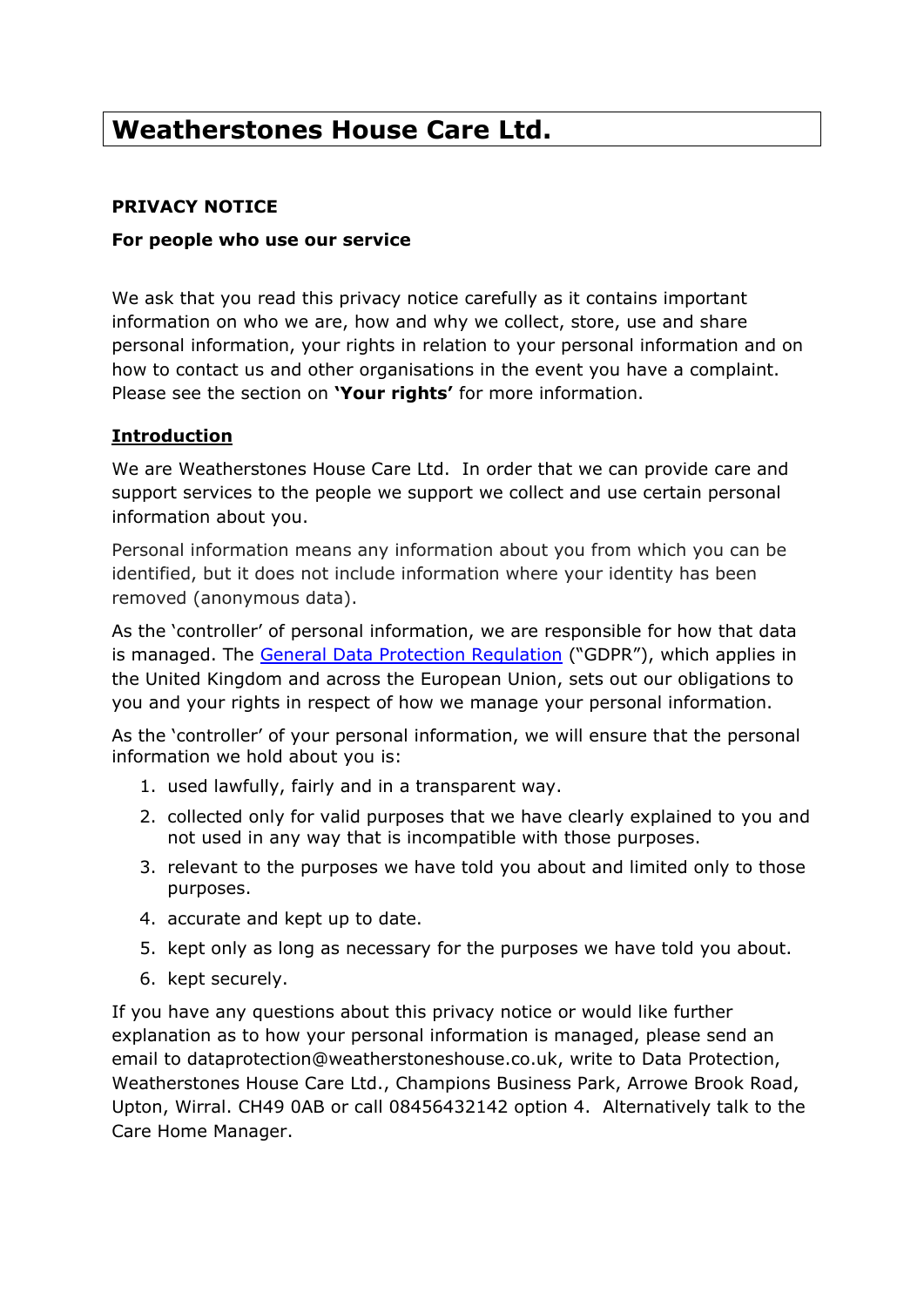# Weatherstones House Care Ltd.

**PRIVACY NOTICE**

**For people who use our service**

We ask that you read this privacy notice carefully as it contains important information on who we are, how and why we collect, store, use and share personal information, your rights in relation to your personal information and on how to contact us and other organisations in the event you have a complaint. Please see the section on **'Your rights'** for more information.

## Introduction

We are Weatherstones House Care Ltd. In order that we can provide care and support services to the people we support we collect and use certain personal information about you.

Personal information means any information about you from which you can be identified, but it does not include information where your identity has been removed (anonymous data).

As the 'controller' of personal information, we are responsible for how that data is managed. The [General Data Protection Regulation]() ("GDPR"), which applies in the United Kingdom and across the European Union, sets out our obligations to you and your rights in respect of how we manage your personal information.

As the 'controller' of your personal information, we will ensure that the personal information we hold about you is:

1. used lawfully, fairly and in a transparent way.
2. collected only for valid purposes that we have clearly explained to you and not used in any way that is incompatible with those purposes.
3. relevant to the purposes we have told you about and limited only to those purposes.
4. accurate and kept up to date.
5. kept only as long as necessary for the purposes we have told you about.
6. kept securely.

If you have any questions about this privacy notice or would like further explanation as to how your personal information is managed, please send an email to dataprotection@weatherstoneshouse.co.uk, write to Data Protection, Weatherstones House Care Ltd., Champions Business Park, Arrowe Brook Road, Upton, Wirral. CH49 0AB or call 08456432142 option 4. Alternatively talk to the Care Home Manager.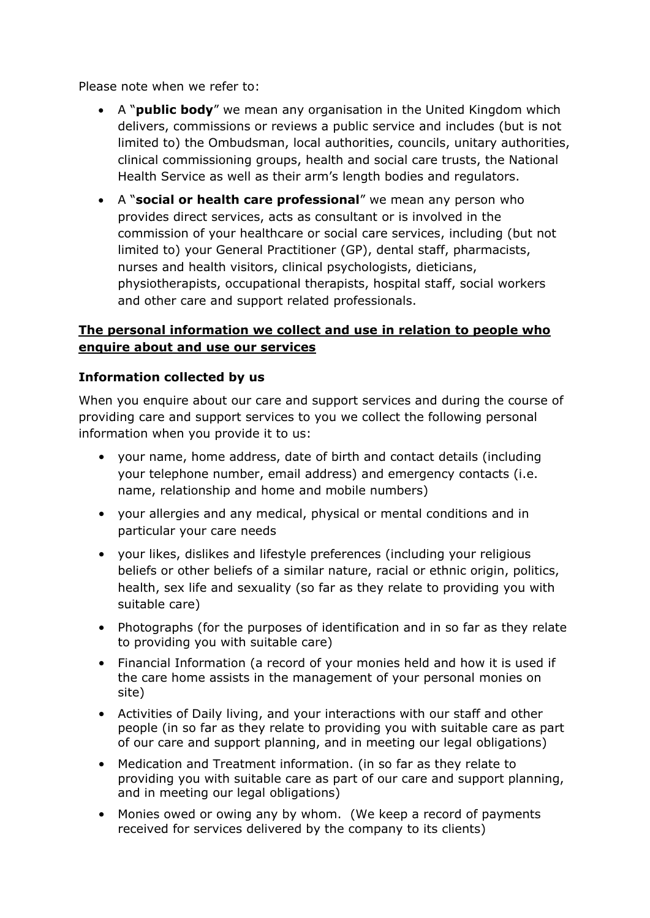Please note when we refer to:

- A "**public body**" we mean any organisation in the United Kingdom which delivers, commissions or reviews a public service and includes (but is not limited to) the Ombudsman, local authorities, councils, unitary authorities, clinical commissioning groups, health and social care trusts, the National Health Service as well as their arm's length bodies and regulators.
- A "**social or health care professional**" we mean any person who provides direct services, acts as consultant or is involved in the commission of your healthcare or social care services, including (but not limited to) your General Practitioner (GP), dental staff, pharmacists, nurses and health visitors, clinical psychologists, dieticians, physiotherapists, occupational therapists, hospital staff, social workers and other care and support related professionals.

## The personal information we collect and use in relation to people who enquire about and use our services

### Information collected by us

When you enquire about our care and support services and during the course of providing care and support services to you we collect the following personal information when you provide it to us:

- your name, home address, date of birth and contact details (including your telephone number, email address) and emergency contacts (i.e. name, relationship and home and mobile numbers)
- your allergies and any medical, physical or mental conditions and in particular your care needs
- your likes, dislikes and lifestyle preferences (including your religious beliefs or other beliefs of a similar nature, racial or ethnic origin, politics, health, sex life and sexuality (so far as they relate to providing you with suitable care)
- Photographs (for the purposes of identification and in so far as they relate to providing you with suitable care)
- Financial Information (a record of your monies held and how it is used if the care home assists in the management of your personal monies on site)
- Activities of Daily living, and your interactions with our staff and other people (in so far as they relate to providing you with suitable care as part of our care and support planning, and in meeting our legal obligations)
- Medication and Treatment information. (in so far as they relate to providing you with suitable care as part of our care and support planning, and in meeting our legal obligations)
- Monies owed or owing any by whom. (We keep a record of payments received for services delivered by the company to its clients)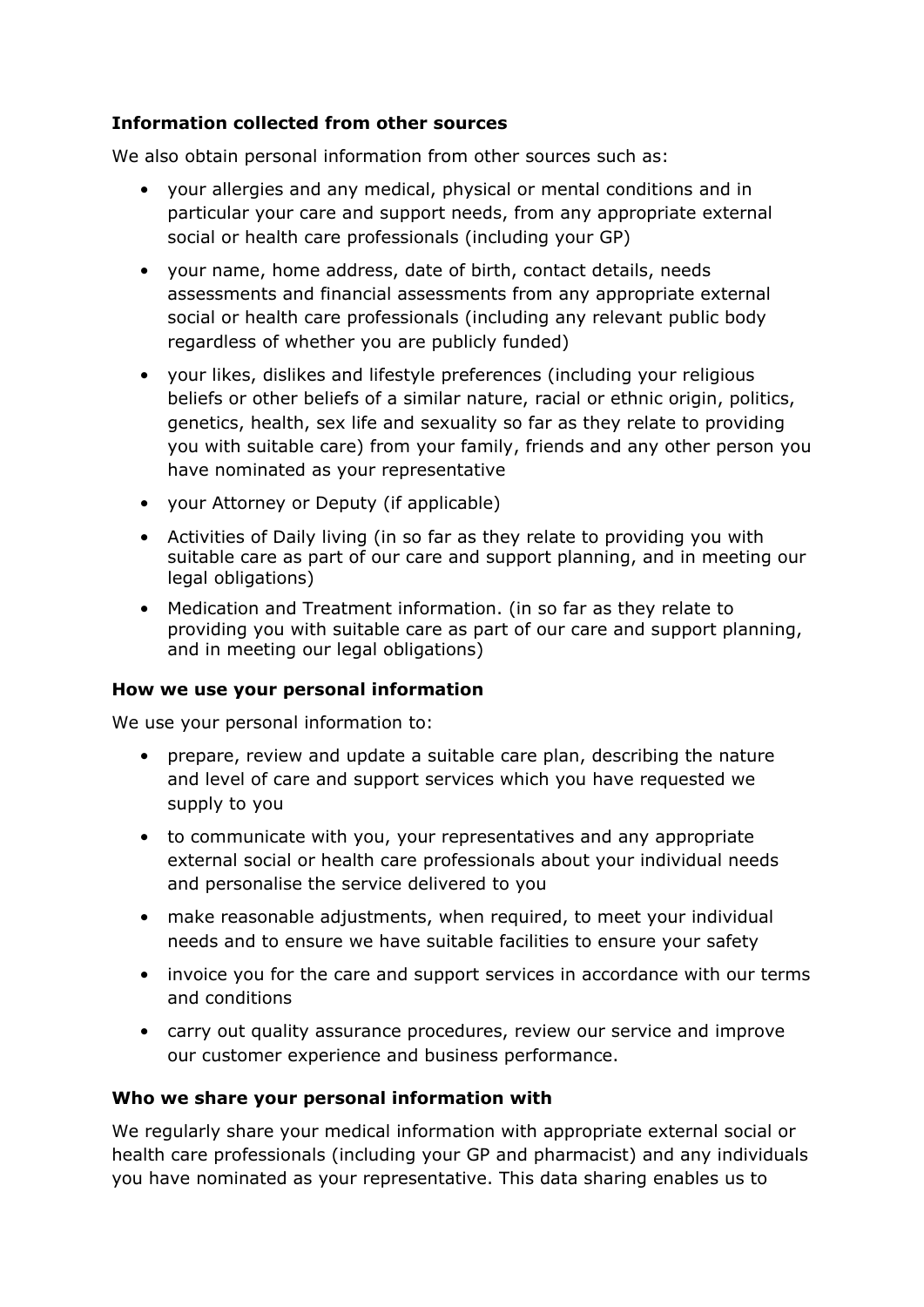**Information collected from other sources**

We also obtain personal information from other sources such as:

- your allergies and any medical, physical or mental conditions and in particular your care and support needs, from any appropriate external social or health care professionals (including your GP)
- your name, home address, date of birth, contact details, needs assessments and financial assessments from any appropriate external social or health care professionals (including any relevant public body regardless of whether you are publicly funded)
- your likes, dislikes and lifestyle preferences (including your religious beliefs or other beliefs of a similar nature, racial or ethnic origin, politics, genetics, health, sex life and sexuality so far as they relate to providing you with suitable care) from your family, friends and any other person you have nominated as your representative
- your Attorney or Deputy (if applicable)
- Activities of Daily living (in so far as they relate to providing you with suitable care as part of our care and support planning, and in meeting our legal obligations)
- Medication and Treatment information. (in so far as they relate to providing you with suitable care as part of our care and support planning, and in meeting our legal obligations)

**How we use your personal information**

We use your personal information to:

- prepare, review and update a suitable care plan, describing the nature and level of care and support services which you have requested we supply to you
- to communicate with you, your representatives and any appropriate external social or health care professionals about your individual needs and personalise the service delivered to you
- make reasonable adjustments, when required, to meet your individual needs and to ensure we have suitable facilities to ensure your safety
- invoice you for the care and support services in accordance with our terms and conditions
- carry out quality assurance procedures, review our service and improve our customer experience and business performance.

**Who we share your personal information with**

We regularly share your medical information with appropriate external social or health care professionals (including your GP and pharmacist) and any individuals you have nominated as your representative. This data sharing enables us to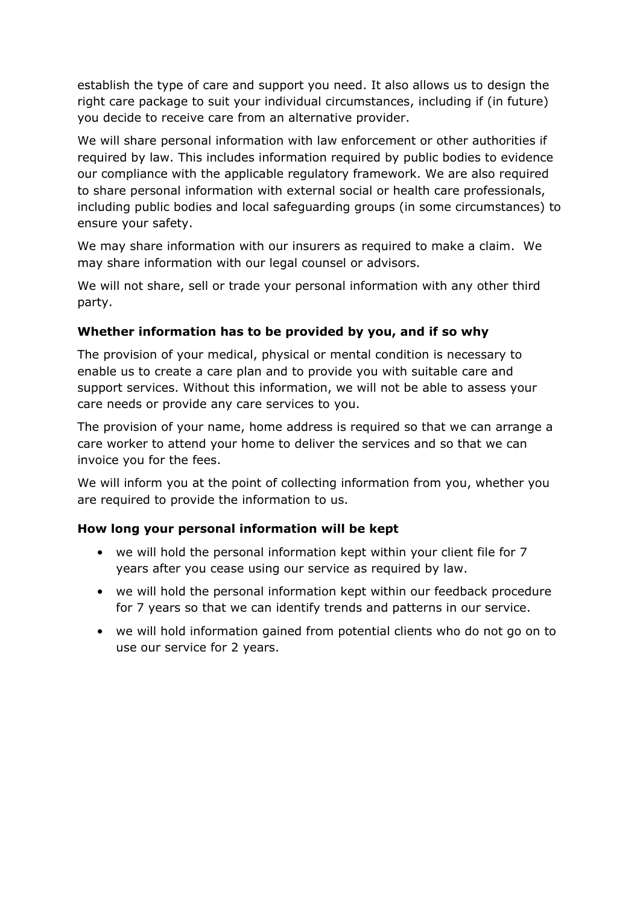establish the type of care and support you need. It also allows us to design the right care package to suit your individual circumstances, including if (in future) you decide to receive care from an alternative provider.

We will share personal information with law enforcement or other authorities if required by law. This includes information required by public bodies to evidence our compliance with the applicable regulatory framework. We are also required to share personal information with external social or health care professionals, including public bodies and local safeguarding groups (in some circumstances) to ensure your safety.

We may share information with our insurers as required to make a claim. We may share information with our legal counsel or advisors.

We will not share, sell or trade your personal information with any other third party.

**Whether information has to be provided by you, and if so why**

The provision of your medical, physical or mental condition is necessary to enable us to create a care plan and to provide you with suitable care and support services. Without this information, we will not be able to assess your care needs or provide any care services to you.

The provision of your name, home address is required so that we can arrange a care worker to attend your home to deliver the services and so that we can invoice you for the fees.

We will inform you at the point of collecting information from you, whether you are required to provide the information to us.

**How long your personal information will be kept**

- we will hold the personal information kept within your client file for 7 years after you cease using our service as required by law.
- we will hold the personal information kept within our feedback procedure for 7 years so that we can identify trends and patterns in our service.
- we will hold information gained from potential clients who do not go on to use our service for 2 years.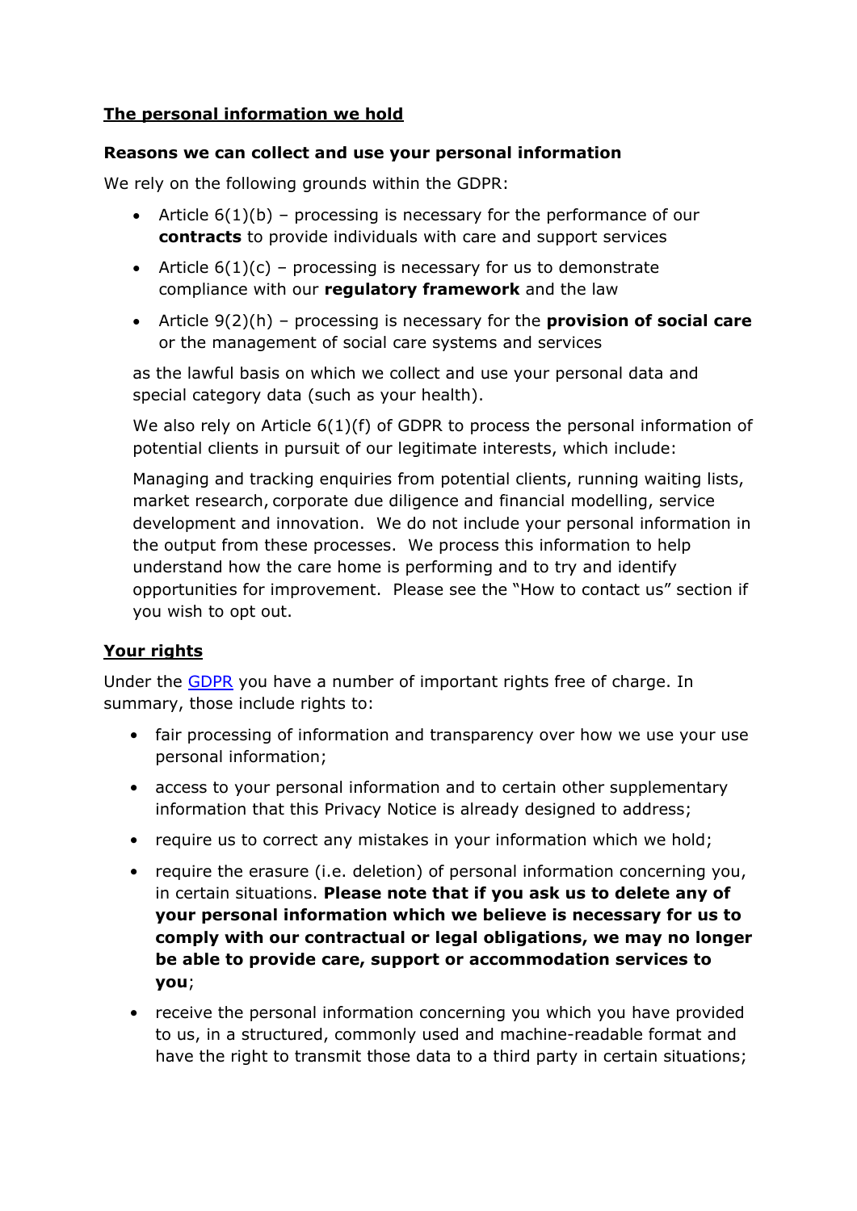## The personal information we hold

### Reasons we can collect and use your personal information

We rely on the following grounds within the GDPR:

- Article 6(1)(b) – processing is necessary for the performance of our **contracts** to provide individuals with care and support services
- Article 6(1)(c) – processing is necessary for us to demonstrate compliance with our **regulatory framework** and the law
- Article 9(2)(h) – processing is necessary for the **provision of social care** or the management of social care systems and services

as the lawful basis on which we collect and use your personal data and special category data (such as your health).

We also rely on Article 6(1)(f) of GDPR to process the personal information of potential clients in pursuit of our legitimate interests, which include:

Managing and tracking enquiries from potential clients, running waiting lists, market research, corporate due diligence and financial modelling, service development and innovation. We do not include your personal information in the output from these processes. We process this information to help understand how the care home is performing and to try and identify opportunities for improvement. Please see the "How to contact us" section if you wish to opt out.

## Your rights

Under the GDPR you have a number of important rights free of charge. In summary, those include rights to:

- fair processing of information and transparency over how we use your use personal information;
- access to your personal information and to certain other supplementary information that this Privacy Notice is already designed to address;
- require us to correct any mistakes in your information which we hold;
- require the erasure (i.e. deletion) of personal information concerning you, in certain situations. **Please note that if you ask us to delete any of your personal information which we believe is necessary for us to comply with our contractual or legal obligations, we may no longer be able to provide care, support or accommodation services to you**;
- receive the personal information concerning you which you have provided to us, in a structured, commonly used and machine-readable format and have the right to transmit those data to a third party in certain situations;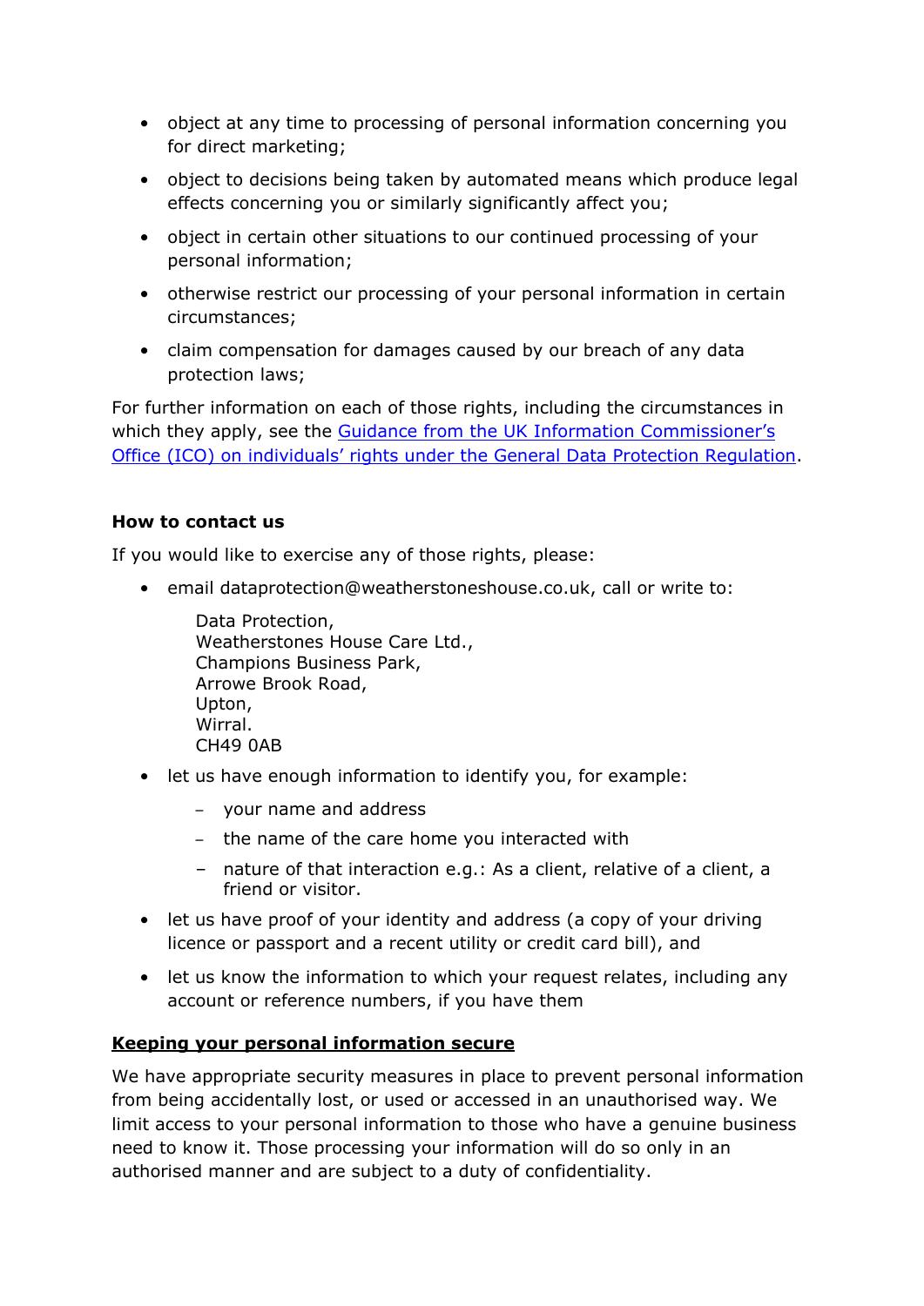- object at any time to processing of personal information concerning you for direct marketing;
- object to decisions being taken by automated means which produce legal effects concerning you or similarly significantly affect you;
- object in certain other situations to our continued processing of your personal information;
- otherwise restrict our processing of your personal information in certain circumstances;
- claim compensation for damages caused by our breach of any data protection laws;

For further information on each of those rights, including the circumstances in which they apply, see the Guidance from the UK Information Commissioner's Office (ICO) on individuals' rights under the General Data Protection Regulation.

**How to contact us**

If you would like to exercise any of those rights, please:

- email dataprotection@weatherstoneshouse.co.uk, call or write to:

  Data Protection,
  Weatherstones House Care Ltd.,
  Champions Business Park,
  Arrowe Brook Road,
  Upton,
  Wirral.
  CH49 0AB

- let us have enough information to identify you, for example:
  - your name and address
  - the name of the care home you interacted with
  - nature of that interaction e.g.: As a client, relative of a client, a friend or visitor.
- let us have proof of your identity and address (a copy of your driving licence or passport and a recent utility or credit card bill), and
- let us know the information to which your request relates, including any account or reference numbers, if you have them

**Keeping your personal information secure**

We have appropriate security measures in place to prevent personal information from being accidentally lost, or used or accessed in an unauthorised way. We limit access to your personal information to those who have a genuine business need to know it. Those processing your information will do so only in an authorised manner and are subject to a duty of confidentiality.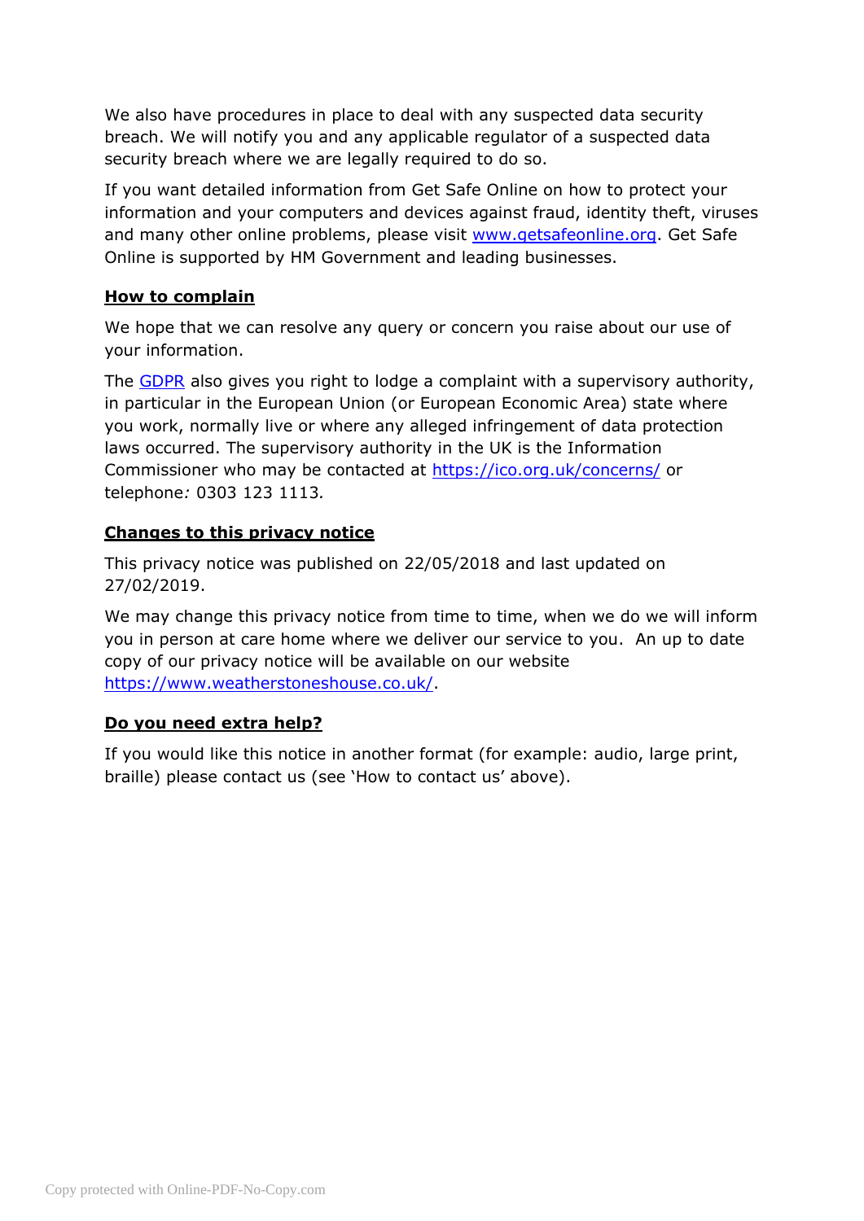We also have procedures in place to deal with any suspected data security breach. We will notify you and any applicable regulator of a suspected data security breach where we are legally required to do so.

If you want detailed information from Get Safe Online on how to protect your information and your computers and devices against fraud, identity theft, viruses and many other online problems, please visit www.getsafeonline.org. Get Safe Online is supported by HM Government and leading businesses.

## **How to complain**

We hope that we can resolve any query or concern you raise about our use of your information.

The GDPR also gives you right to lodge a complaint with a supervisory authority, in particular in the European Union (or European Economic Area) state where you work, normally live or where any alleged infringement of data protection laws occurred. The supervisory authority in the UK is the Information Commissioner who may be contacted at https://ico.org.uk/concerns/ or telephone*:* 0303 123 1113*.*

## **Changes to this privacy notice**

This privacy notice was published on 22/05/2018 and last updated on 27/02/2019.

We may change this privacy notice from time to time, when we do we will inform you in person at care home where we deliver our service to you. An up to date copy of our privacy notice will be available on our website https://www.weatherstoneshouse.co.uk/.

## **Do you need extra help?**

If you would like this notice in another format (for example: audio, large print, braille) please contact us (see 'How to contact us' above).